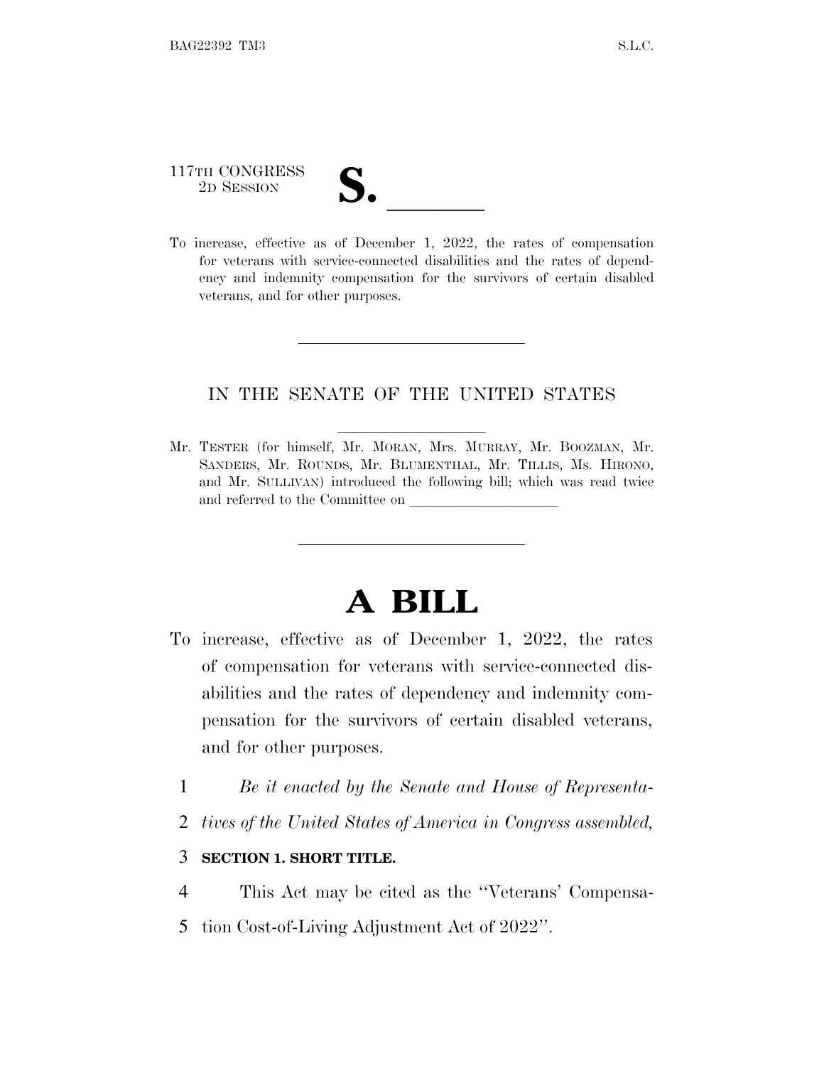117TH CONGRESS
2D SESSION

**S. \_\_\_\_\_\_**

To increase, effective as of December 1, 2022, the rates of compensation for veterans with service-connected disabilities and the rates of dependency and indemnity compensation for the survivors of certain disabled veterans, and for other purposes.

---

IN THE SENATE OF THE UNITED STATES

Mr. TESTER (for himself, Mr. MORAN, Mrs. MURRAY, Mr. BOOZMAN, Mr. SANDERS, Mr. ROUNDS, Mr. BLUMENTHAL, Mr. TILLIS, Ms. HIRONO, and Mr. SULLIVAN) introduced the following bill; which was read twice and referred to the Committee on \_\_\_\_\_\_\_\_\_\_\_\_\_\_\_\_\_\_\_\_

---

# A BILL

To increase, effective as of December 1, 2022, the rates of compensation for veterans with service-connected disabilities and the rates of dependency and indemnity compensation for the survivors of certain disabled veterans, and for other purposes.

1 *Be it enacted by the Senate and House of Representa-*
2 *tives of the United States of America in Congress assembled,*

3 **SECTION 1. SHORT TITLE.**

4 This Act may be cited as the ''Veterans' Compensa-
5 tion Cost-of-Living Adjustment Act of 2022''.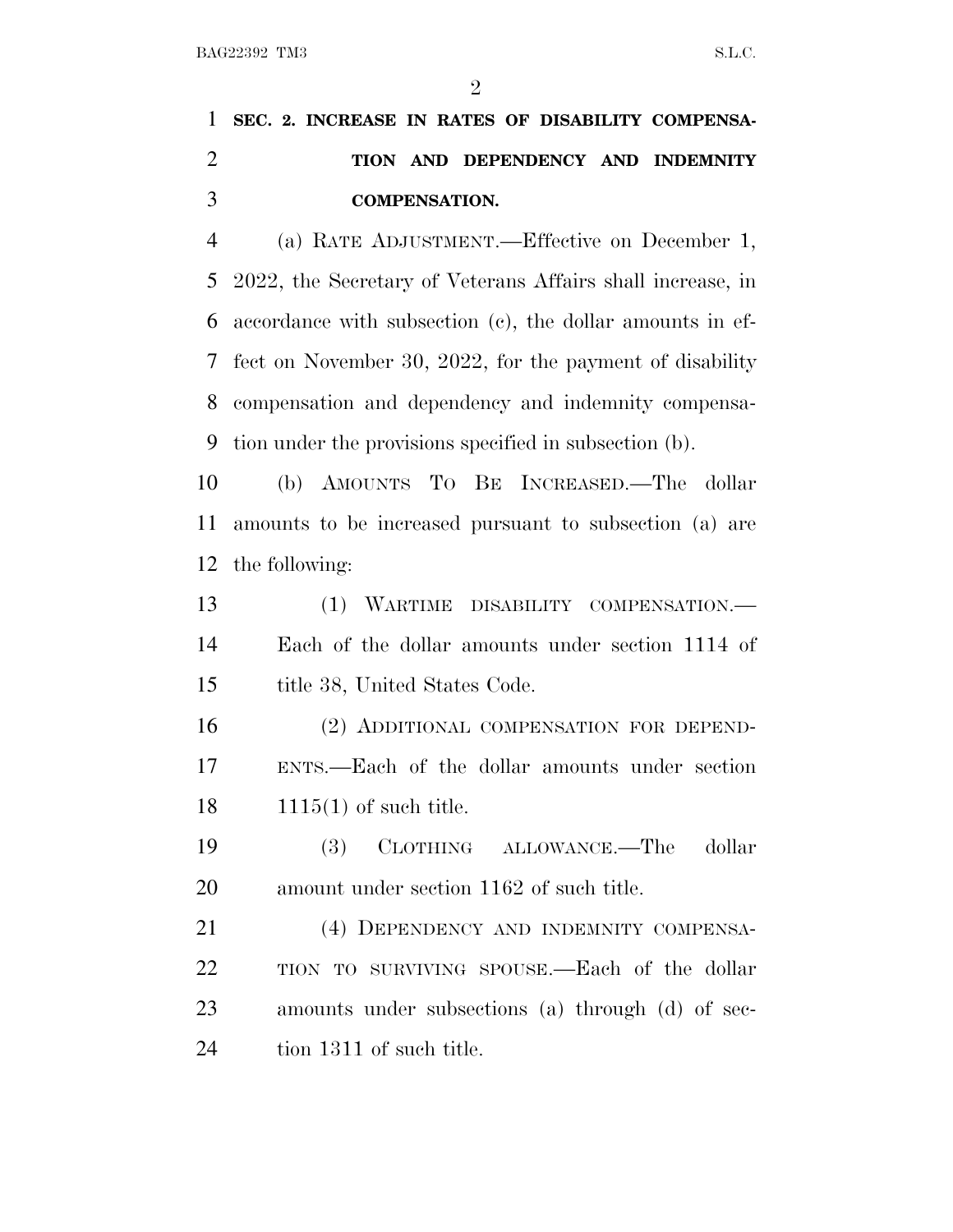**SEC. 2. INCREASE IN RATES OF DISABILITY COMPENSATION AND DEPENDENCY AND INDEMNITY COMPENSATION.**

(a) RATE ADJUSTMENT.—Effective on December 1, 2022, the Secretary of Veterans Affairs shall increase, in accordance with subsection (c), the dollar amounts in effect on November 30, 2022, for the payment of disability compensation and dependency and indemnity compensation under the provisions specified in subsection (b).

(b) AMOUNTS TO BE INCREASED.—The dollar amounts to be increased pursuant to subsection (a) are the following:

(1) WARTIME DISABILITY COMPENSATION.—Each of the dollar amounts under section 1114 of title 38, United States Code.

(2) ADDITIONAL COMPENSATION FOR DEPENDENTS.—Each of the dollar amounts under section 1115(1) of such title.

(3) CLOTHING ALLOWANCE.—The dollar amount under section 1162 of such title.

(4) DEPENDENCY AND INDEMNITY COMPENSATION TO SURVIVING SPOUSE.—Each of the dollar amounts under subsections (a) through (d) of section 1311 of such title.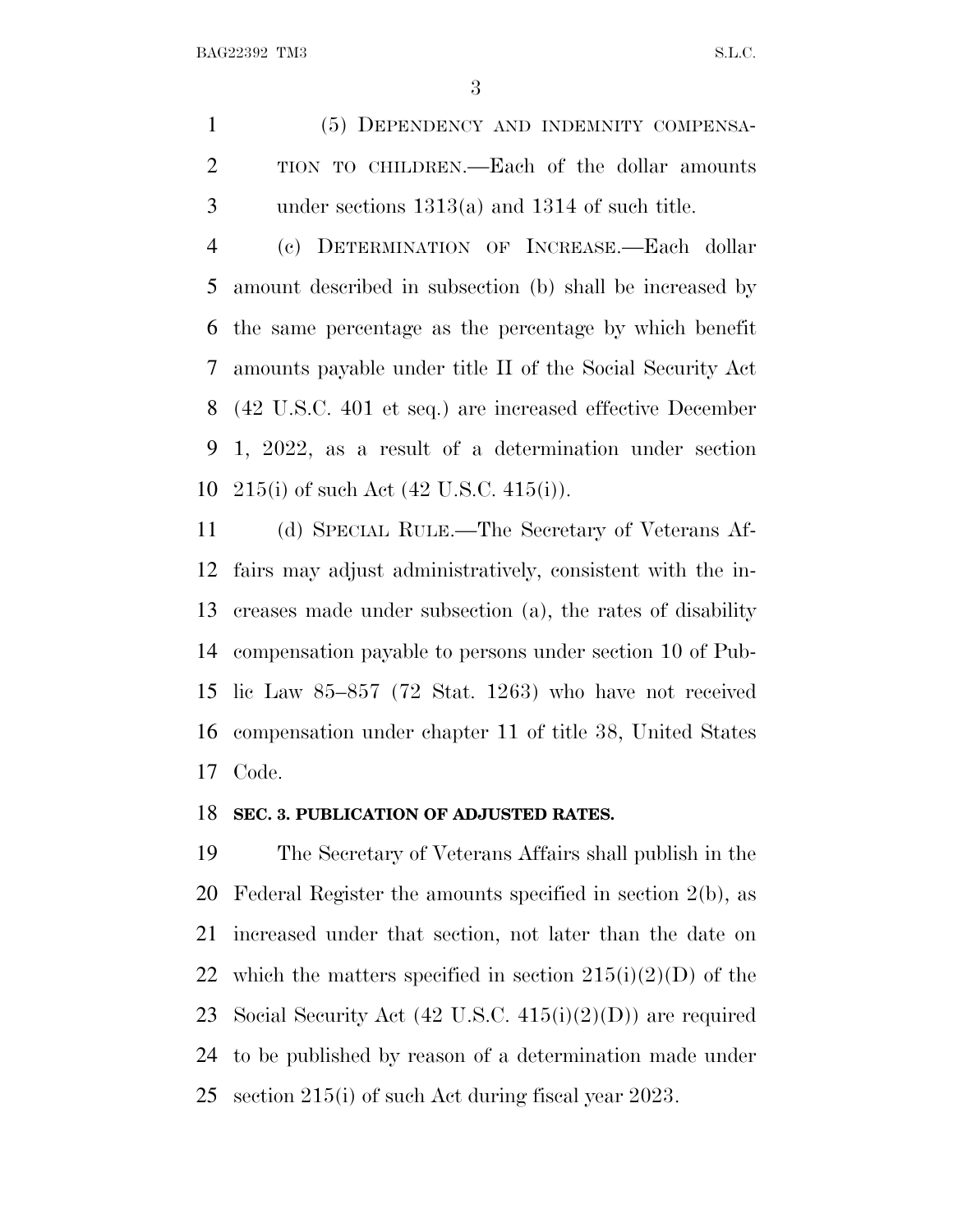(5) DEPENDENCY AND INDEMNITY COMPENSATION TO CHILDREN.—Each of the dollar amounts under sections 1313(a) and 1314 of such title.

(c) DETERMINATION OF INCREASE.—Each dollar amount described in subsection (b) shall be increased by the same percentage as the percentage by which benefit amounts payable under title II of the Social Security Act (42 U.S.C. 401 et seq.) are increased effective December 1, 2022, as a result of a determination under section 215(i) of such Act (42 U.S.C. 415(i)).

(d) SPECIAL RULE.—The Secretary of Veterans Affairs may adjust administratively, consistent with the increases made under subsection (a), the rates of disability compensation payable to persons under section 10 of Public Law 85–857 (72 Stat. 1263) who have not received compensation under chapter 11 of title 38, United States Code.

### SEC. 3. PUBLICATION OF ADJUSTED RATES.

The Secretary of Veterans Affairs shall publish in the Federal Register the amounts specified in section 2(b), as increased under that section, not later than the date on which the matters specified in section 215(i)(2)(D) of the Social Security Act (42 U.S.C. 415(i)(2)(D)) are required to be published by reason of a determination made under section 215(i) of such Act during fiscal year 2023.